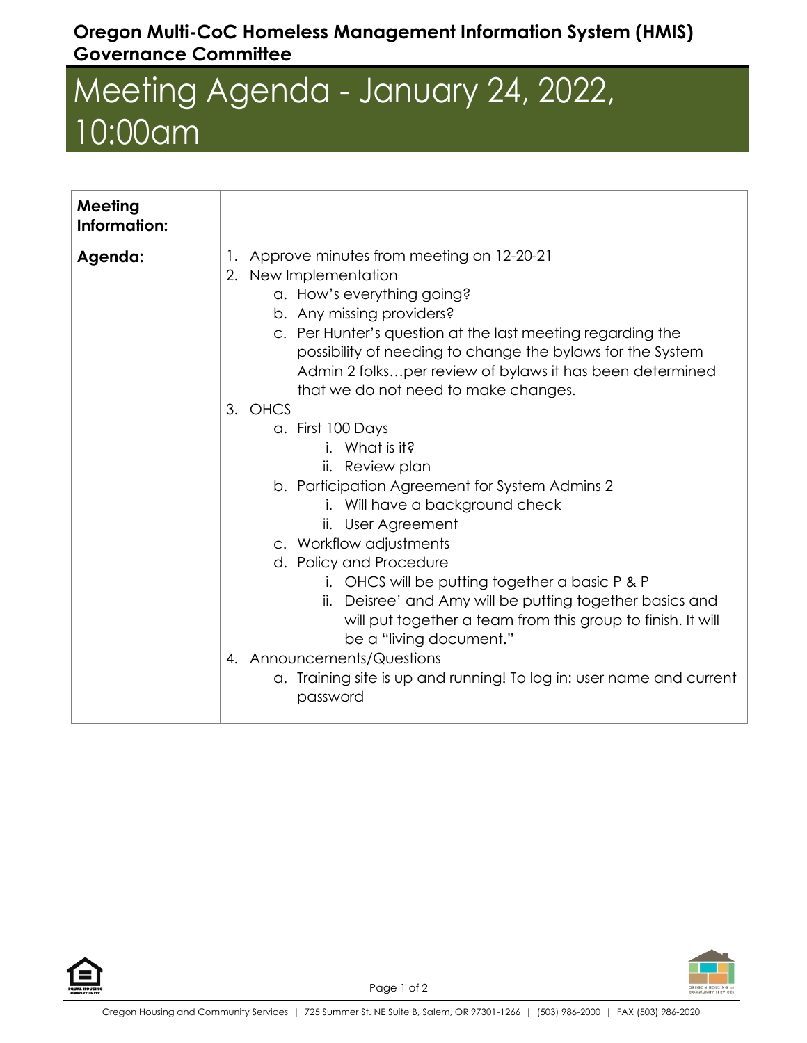**Oregon Multi-CoC Homeless Management Information System (HMIS) Governance Committee**

# Meeting Agenda - January 24, 2022, 10:00am

| **Meeting Information:** | |
|---|---|
| **Agenda:** | 1. Approve minutes from meeting on 12-20-21<br>2. New Implementation<br>a. How's everything going?<br>b. Any missing providers?<br>c. Per Hunter's question at the last meeting regarding the possibility of needing to change the bylaws for the System Admin 2 folks…per review of bylaws it has been determined that we do not need to make changes.<br>3. OHCS<br>a. First 100 Days<br>i. What is it?<br>ii. Review plan<br>b. Participation Agreement for System Admins 2<br>i. Will have a background check<br>ii. User Agreement<br>c. Workflow adjustments<br>d. Policy and Procedure<br>i. OHCS will be putting together a basic P & P<br>ii. Deisree' and Amy will be putting together basics and will put together a team from this group to finish. It will be a "living document."<br>4. Announcements/Questions<br>a. Training site is up and running! To log in: user name and current password |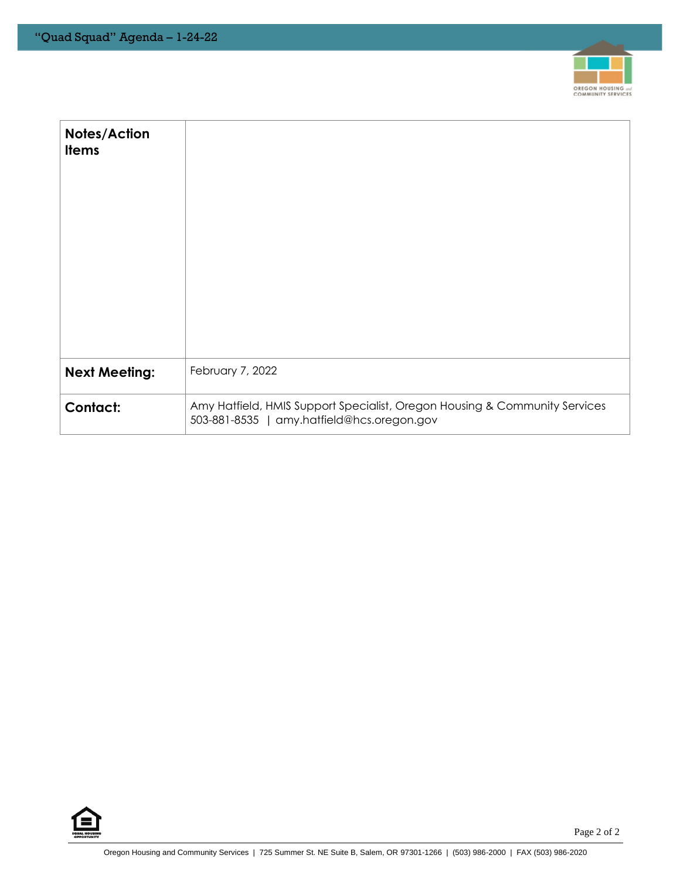| | |
|---|---|
| **Notes/Action Items** | |
| **Next Meeting:** | February 7, 2022 |
| **Contact:** | Amy Hatfield, HMIS Support Specialist, Oregon Housing & Community Services 503-881-8535 \| amy.hatfield@hcs.oregon.gov |

Oregon Housing and Community Services | 725 Summer St. NE Suite B, Salem, OR 97301-1266 | (503) 986-2000 | FAX (503) 986-2020